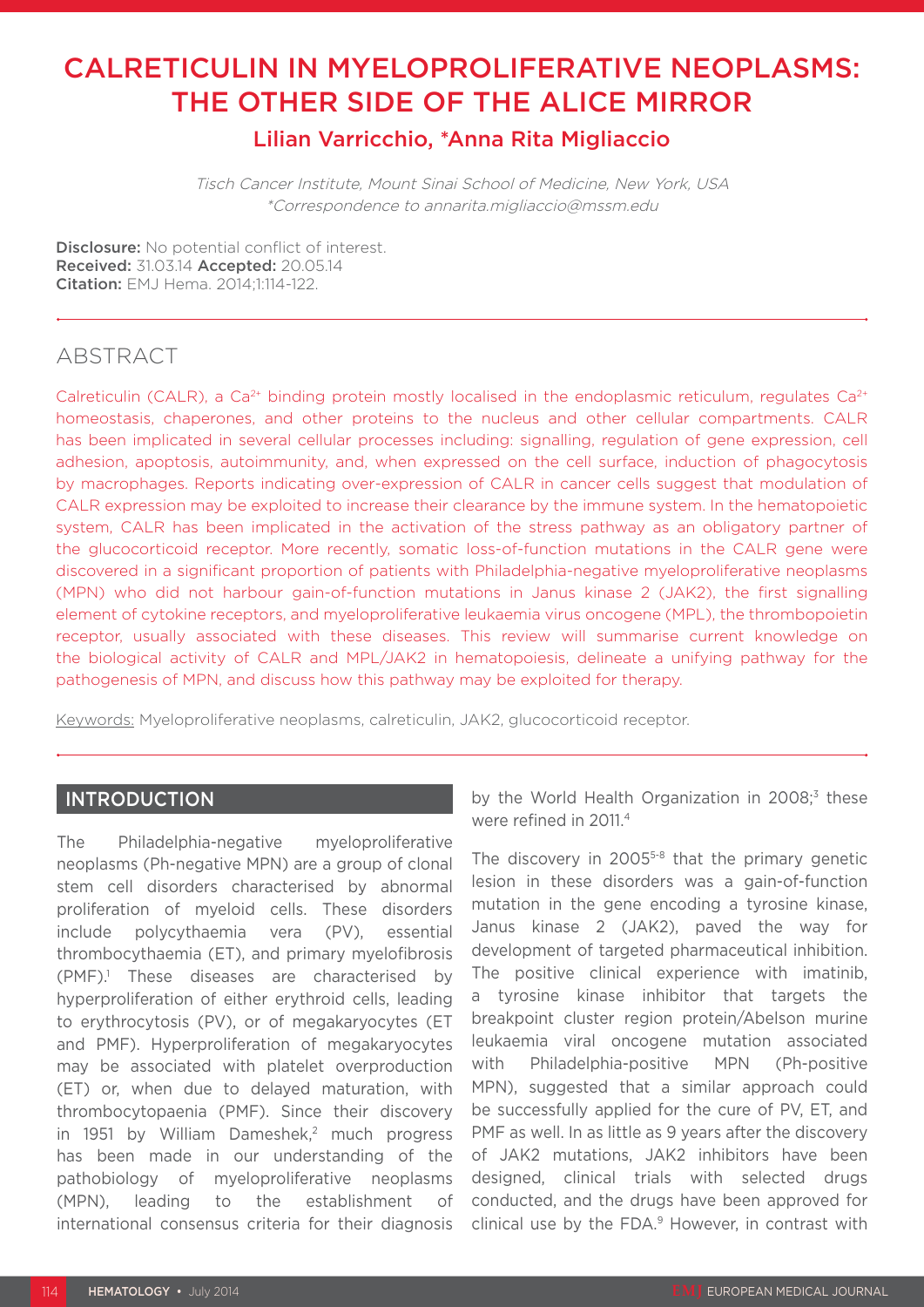# CALRETICULIN IN MYELOPROLIFERATIVE NEOPLASMS: THE OTHER SIDE OF THE ALICE MIRROR

## Lilian Varricchio, *Anna Rita Migliaccio

*Tisch Cancer Institute, Mount Sinai School of Medicine, New York, USA*
*\*Correspondence to annarita.migliaccio@mssm.edu*

**Disclosure:** No potential conflict of interest.
**Received:** 31.03.14 **Accepted:** 20.05.14
**Citation:** EMJ Hema. 2014;1:114-122.

## ABSTRACT

Calreticulin (CALR), a $Ca^{2+}$ binding protein mostly localised in the endoplasmic reticulum, regulates $Ca^{2+}$ homeostasis, chaperones, and other proteins to the nucleus and other cellular compartments. CALR has been implicated in several cellular processes including: signalling, regulation of gene expression, cell adhesion, apoptosis, autoimmunity, and, when expressed on the cell surface, induction of phagocytosis by macrophages. Reports indicating over-expression of CALR in cancer cells suggest that modulation of CALR expression may be exploited to increase their clearance by the immune system. In the hematopoietic system, CALR has been implicated in the activation of the stress pathway as an obligatory partner of the glucocorticoid receptor. More recently, somatic loss-of-function mutations in the CALR gene were discovered in a significant proportion of patients with Philadelphia-negative myeloproliferative neoplasms (MPN) who did not harbour gain-of-function mutations in Janus kinase 2 (JAK2), the first signalling element of cytokine receptors, and myeloproliferative leukaemia virus oncogene (MPL), the thrombopoietin receptor, usually associated with these diseases. This review will summarise current knowledge on the biological activity of CALR and MPL/JAK2 in hematopoiesis, delineate a unifying pathway for the pathogenesis of MPN, and discuss how this pathway may be exploited for therapy.

Keywords: Myeloproliferative neoplasms, calreticulin, JAK2, glucocorticoid receptor.

## INTRODUCTION

The Philadelphia-negative myeloproliferative neoplasms (Ph-negative MPN) are a group of clonal stem cell disorders characterised by abnormal proliferation of myeloid cells. These disorders include polycythaemia vera (PV), essential thrombocythaemia (ET), and primary myelofibrosis (PMF).[1] These diseases are characterised by hyperproliferation of either erythroid cells, leading to erythrocytosis (PV), or of megakaryocytes (ET and PMF). Hyperproliferation of megakaryocytes may be associated with platelet overproduction (ET) or, when due to delayed maturation, with thrombocytopaenia (PMF). Since their discovery in 1951 by William Dameshek,[2] much progress has been made in our understanding of the pathobiology of myeloproliferative neoplasms (MPN), leading to the establishment of international consensus criteria for their diagnosis by the World Health Organization in 2008;[3] these were refined in 2011.[4]

The discovery in 2005[5-8] that the primary genetic lesion in these disorders was a gain-of-function mutation in the gene encoding a tyrosine kinase, Janus kinase 2 (JAK2), paved the way for development of targeted pharmaceutical inhibition. The positive clinical experience with imatinib, a tyrosine kinase inhibitor that targets the breakpoint cluster region protein/Abelson murine leukaemia viral oncogene mutation associated with Philadelphia-positive MPN (Ph-positive MPN), suggested that a similar approach could be successfully applied for the cure of PV, ET, and PMF as well. In as little as 9 years after the discovery of JAK2 mutations, JAK2 inhibitors have been designed, clinical trials with selected drugs conducted, and the drugs have been approved for clinical use by the FDA.[9] However, in contrast with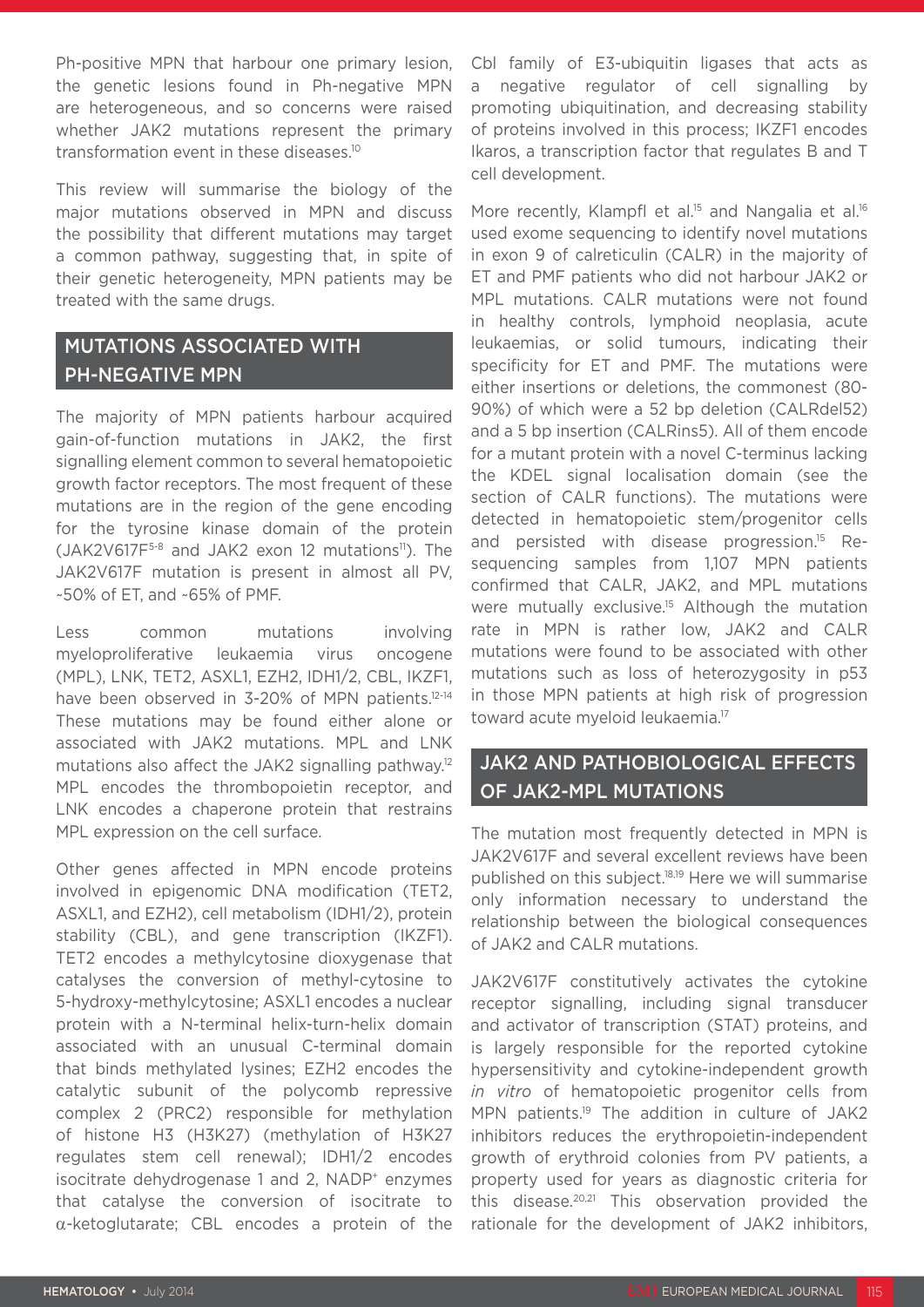Ph-positive MPN that harbour one primary lesion, the genetic lesions found in Ph-negative MPN are heterogeneous, and so concerns were raised whether JAK2 mutations represent the primary transformation event in these diseases.[10]

This review will summarise the biology of the major mutations observed in MPN and discuss the possibility that different mutations may target a common pathway, suggesting that, in spite of their genetic heterogeneity, MPN patients may be treated with the same drugs.

## MUTATIONS ASSOCIATED WITH PH-NEGATIVE MPN

The majority of MPN patients harbour acquired gain-of-function mutations in JAK2, the first signalling element common to several hematopoietic growth factor receptors. The most frequent of these mutations are in the region of the gene encoding for the tyrosine kinase domain of the protein (JAK2V617F[5-8] and JAK2 exon 12 mutations[11]). The JAK2V617F mutation is present in almost all PV, ~50% of ET, and ~65% of PMF.

Less common mutations involving myeloproliferative leukaemia virus oncogene (MPL), LNK, TET2, ASXL1, EZH2, IDH1/2, CBL, IKZF1, have been observed in 3-20% of MPN patients.[12-14] These mutations may be found either alone or associated with JAK2 mutations. MPL and LNK mutations also affect the JAK2 signalling pathway.[12] MPL encodes the thrombopoietin receptor, and LNK encodes a chaperone protein that restrains MPL expression on the cell surface.

Other genes affected in MPN encode proteins involved in epigenomic DNA modification (TET2, ASXL1, and EZH2), cell metabolism (IDH1/2), protein stability (CBL), and gene transcription (IKZF1). TET2 encodes a methylcytosine dioxygenase that catalyses the conversion of methyl-cytosine to 5-hydroxy-methylcytosine; ASXL1 encodes a nuclear protein with a N-terminal helix-turn-helix domain associated with an unusual C-terminal domain that binds methylated lysines; EZH2 encodes the catalytic subunit of the polycomb repressive complex 2 (PRC2) responsible for methylation of histone H3 (H3K27) (methylation of H3K27 regulates stem cell renewal); IDH1/2 encodes isocitrate dehydrogenase 1 and 2, $NADP^+$ enzymes that catalyse the conversion of isocitrate to $\alpha$-ketoglutarate; CBL encodes a protein of the Cbl family of E3-ubiquitin ligases that acts as a negative regulator of cell signalling by promoting ubiquitination, and decreasing stability of proteins involved in this process; IKZF1 encodes Ikaros, a transcription factor that regulates B and T cell development.

More recently, Klampfl et al.[15] and Nangalia et al.[16] used exome sequencing to identify novel mutations in exon 9 of calreticulin (CALR) in the majority of ET and PMF patients who did not harbour JAK2 or MPL mutations. CALR mutations were not found in healthy controls, lymphoid neoplasia, acute leukaemias, or solid tumours, indicating their specificity for ET and PMF. The mutations were either insertions or deletions, the commonest (80-90%) of which were a 52 bp deletion (CALRdel52) and a 5 bp insertion (CALRins5). All of them encode for a mutant protein with a novel C-terminus lacking the KDEL signal localisation domain (see the section of CALR functions). The mutations were detected in hematopoietic stem/progenitor cells and persisted with disease progression.[15] Re-sequencing samples from 1,107 MPN patients confirmed that CALR, JAK2, and MPL mutations were mutually exclusive.[15] Although the mutation rate in MPN is rather low, JAK2 and CALR mutations were found to be associated with other mutations such as loss of heterozygosity in p53 in those MPN patients at high risk of progression toward acute myeloid leukaemia.[17]

## JAK2 AND PATHOBIOLOGICAL EFFECTS OF JAK2-MPL MUTATIONS

The mutation most frequently detected in MPN is JAK2V617F and several excellent reviews have been published on this subject.[18,19] Here we will summarise only information necessary to understand the relationship between the biological consequences of JAK2 and CALR mutations.

JAK2V617F constitutively activates the cytokine receptor signalling, including signal transducer and activator of transcription (STAT) proteins, and is largely responsible for the reported cytokine hypersensitivity and cytokine-independent growth *in vitro* of hematopoietic progenitor cells from MPN patients.[19] The addition in culture of JAK2 inhibitors reduces the erythropoietin-independent growth of erythroid colonies from PV patients, a property used for years as diagnostic criteria for this disease.[20,21] This observation provided the rationale for the development of JAK2 inhibitors,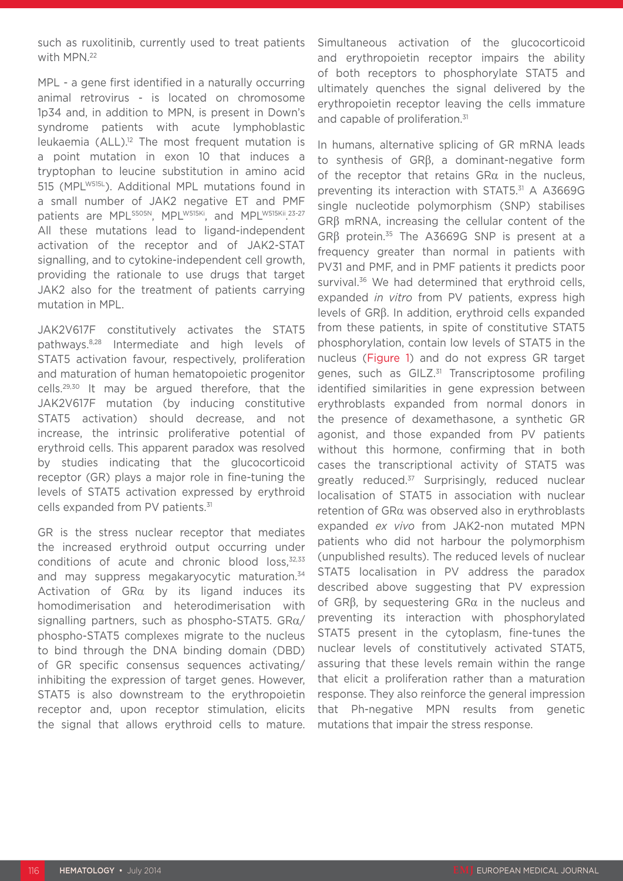such as ruxolitinib, currently used to treat patients with MPN.[22]

MPL - a gene first identified in a naturally occurring animal retrovirus - is located on chromosome 1p34 and, in addition to MPN, is present in Down's syndrome patients with acute lymphoblastic leukaemia (ALL).[12] The most frequent mutation is a point mutation in exon 10 that induces a tryptophan to leucine substitution in amino acid 515 ($MPL^{W515L}$). Additional MPL mutations found in a small number of JAK2 negative ET and PMF patients are $MPL^{S505N}$, $MPL^{W515Ki}$, and $MPL^{W515Kii}$.[23-27] All these mutations lead to ligand-independent activation of the receptor and of JAK2-STAT signalling, and to cytokine-independent cell growth, providing the rationale to use drugs that target JAK2 also for the treatment of patients carrying mutation in MPL.

JAK2V617F constitutively activates the STAT5 pathways.[8,28] Intermediate and high levels of STAT5 activation favour, respectively, proliferation and maturation of human hematopoietic progenitor cells.[29,30] It may be argued therefore, that the JAK2V617F mutation (by inducing constitutive STAT5 activation) should decrease, and not increase, the intrinsic proliferative potential of erythroid cells. This apparent paradox was resolved by studies indicating that the glucocorticoid receptor (GR) plays a major role in fine-tuning the levels of STAT5 activation expressed by erythroid cells expanded from PV patients.[31]

GR is the stress nuclear receptor that mediates the increased erythroid output occurring under conditions of acute and chronic blood loss,[32,33] and may suppress megakaryocytic maturation.[34] Activation of GRα by its ligand induces its homodimerisation and heterodimerisation with signalling partners, such as phospho-STAT5. GRα/phospho-STAT5 complexes migrate to the nucleus to bind through the DNA binding domain (DBD) of GR specific consensus sequences activating/inhibiting the expression of target genes. However, STAT5 is also downstream to the erythropoietin receptor and, upon receptor stimulation, elicits the signal that allows erythroid cells to mature. Simultaneous activation of the glucocorticoid and erythropoietin receptor impairs the ability of both receptors to phosphorylate STAT5 and ultimately quenches the signal delivered by the erythropoietin receptor leaving the cells immature and capable of proliferation.[31]

In humans, alternative splicing of GR mRNA leads to synthesis of GRβ, a dominant-negative form of the receptor that retains GRα in the nucleus, preventing its interaction with STAT5.[31] A A3669G single nucleotide polymorphism (SNP) stabilises GRβ mRNA, increasing the cellular content of the GRβ protein.[35] The A3669G SNP is present at a frequency greater than normal in patients with PV31 and PMF, and in PMF patients it predicts poor survival.[36] We had determined that erythroid cells, expanded *in vitro* from PV patients, express high levels of GRβ. In addition, erythroid cells expanded from these patients, in spite of constitutive STAT5 phosphorylation, contain low levels of STAT5 in the nucleus (Figure 1) and do not express GR target genes, such as GILZ.[31] Transcriptosome profiling identified similarities in gene expression between erythroblasts expanded from normal donors in the presence of dexamethasone, a synthetic GR agonist, and those expanded from PV patients without this hormone, confirming that in both cases the transcriptional activity of STAT5 was greatly reduced.[37] Surprisingly, reduced nuclear localisation of STAT5 in association with nuclear retention of GRα was observed also in erythroblasts expanded *ex vivo* from JAK2-non mutated MPN patients who did not harbour the polymorphism (unpublished results). The reduced levels of nuclear STAT5 localisation in PV address the paradox described above suggesting that PV expression of GRβ, by sequestering GRα in the nucleus and preventing its interaction with phosphorylated STAT5 present in the cytoplasm, fine-tunes the nuclear levels of constitutively activated STAT5, assuring that these levels remain within the range that elicit a proliferation rather than a maturation response. They also reinforce the general impression that Ph-negative MPN results from genetic mutations that impair the stress response.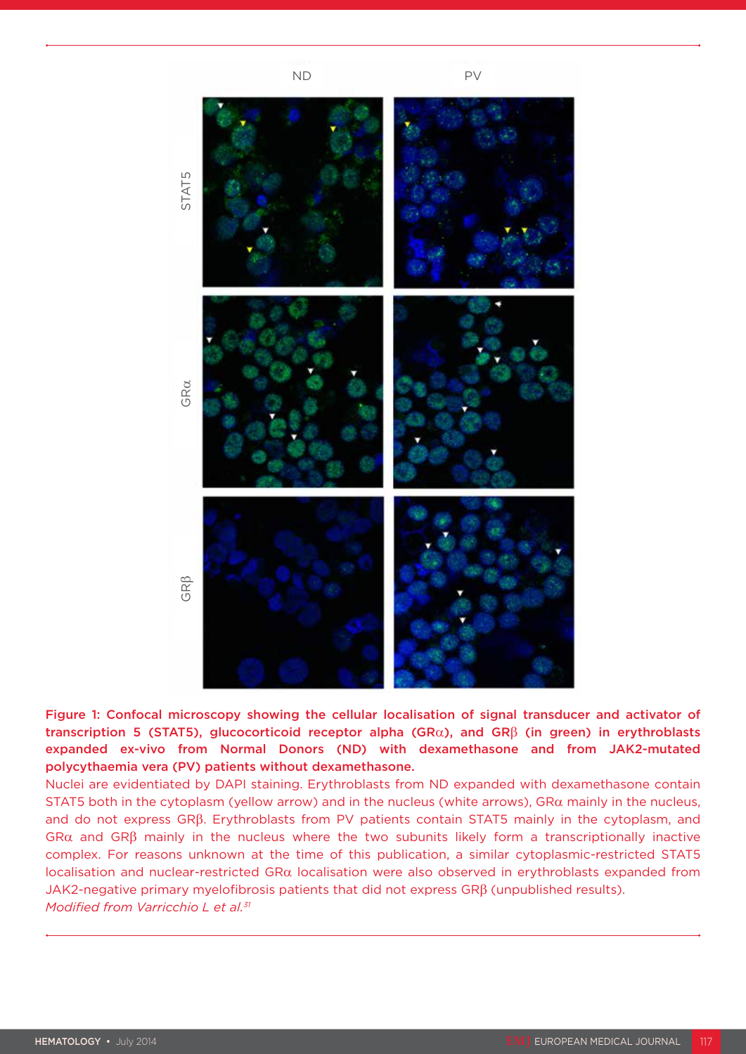**Figure 1: Confocal microscopy showing the cellular localisation of signal transducer and activator of transcription 5 (STAT5), glucocorticoid receptor alpha (GRα), and GRβ (in green) in erythroblasts expanded ex-vivo from Normal Donors (ND) with dexamethasone and from JAK2-mutated polycythaemia vera (PV) patients without dexamethasone.**

Nuclei are evidentiated by DAPI staining. Erythroblasts from ND expanded with dexamethasone contain STAT5 both in the cytoplasm (yellow arrow) and in the nucleus (white arrows), GRα mainly in the nucleus, and do not express GRβ. Erythroblasts from PV patients contain STAT5 mainly in the cytoplasm, and GRα and GRβ mainly in the nucleus where the two subunits likely form a transcriptionally inactive complex. For reasons unknown at the time of this publication, a similar cytoplasmic-restricted STAT5 localisation and nuclear-restricted GRα localisation were also observed in erythroblasts expanded from JAK2-negative primary myelofibrosis patients that did not express GRβ (unpublished results).

*Modified from Varricchio L et al.*[31]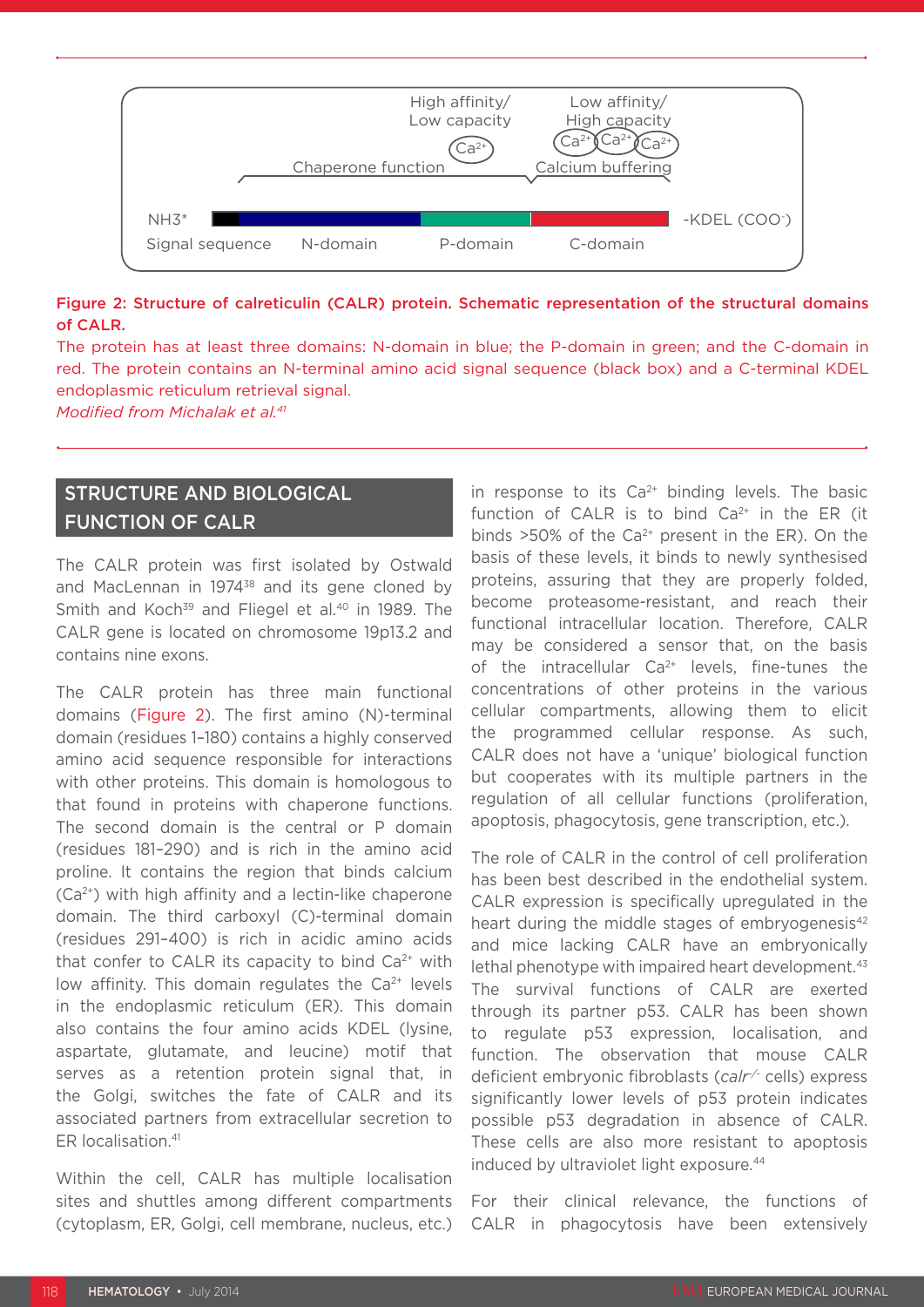Figure 2: Structure of calreticulin (CALR) protein. Schematic representation of the structural domains of CALR.

The protein has at least three domains: N-domain in blue; the P-domain in green; and the C-domain in red. The protein contains an N-terminal amino acid signal sequence (black box) and a C-terminal KDEL endoplasmic reticulum retrieval signal.

*Modified from Michalak et al.*[41]

## STRUCTURE AND BIOLOGICAL FUNCTION OF CALR

The CALR protein was first isolated by Ostwald and MacLennan in 1974[38] and its gene cloned by Smith and Koch[39] and Fliegel et al.[40] in 1989. The CALR gene is located on chromosome 19p13.2 and contains nine exons.

The CALR protein has three main functional domains (Figure 2). The first amino (N)-terminal domain (residues 1–180) contains a highly conserved amino acid sequence responsible for interactions with other proteins. This domain is homologous to that found in proteins with chaperone functions. The second domain is the central or P domain (residues 181–290) and is rich in the amino acid proline. It contains the region that binds calcium ($Ca^{2+}$) with high affinity and a lectin-like chaperone domain. The third carboxyl (C)-terminal domain (residues 291–400) is rich in acidic amino acids that confer to CALR its capacity to bind $Ca^{2+}$ with low affinity. This domain regulates the $Ca^{2+}$ levels in the endoplasmic reticulum (ER). This domain also contains the four amino acids KDEL (lysine, aspartate, glutamate, and leucine) motif that serves as a retention protein signal that, in the Golgi, switches the fate of CALR and its associated partners from extracellular secretion to ER localisation.[41]

Within the cell, CALR has multiple localisation sites and shuttles among different compartments (cytoplasm, ER, Golgi, cell membrane, nucleus, etc.) in response to its $Ca^{2+}$ binding levels. The basic function of CALR is to bind $Ca^{2+}$ in the ER (it binds >50% of the $Ca^{2+}$ present in the ER). On the basis of these levels, it binds to newly synthesised proteins, assuring that they are properly folded, become proteasome-resistant, and reach their functional intracellular location. Therefore, CALR may be considered a sensor that, on the basis of the intracellular $Ca^{2+}$ levels, fine-tunes the concentrations of other proteins in the various cellular compartments, allowing them to elicit the programmed cellular response. As such, CALR does not have a 'unique' biological function but cooperates with its multiple partners in the regulation of all cellular functions (proliferation, apoptosis, phagocytosis, gene transcription, etc.).

The role of CALR in the control of cell proliferation has been best described in the endothelial system. CALR expression is specifically upregulated in the heart during the middle stages of embryogenesis[42] and mice lacking CALR have an embryonically lethal phenotype with impaired heart development.[43] The survival functions of CALR are exerted through its partner p53. CALR has been shown to regulate p53 expression, localisation, and function. The observation that mouse CALR deficient embryonic fibroblasts (*calr*$^{-/-}$ cells) express significantly lower levels of p53 protein indicates possible p53 degradation in absence of CALR. These cells are also more resistant to apoptosis induced by ultraviolet light exposure.[44]

For their clinical relevance, the functions of CALR in phagocytosis have been extensively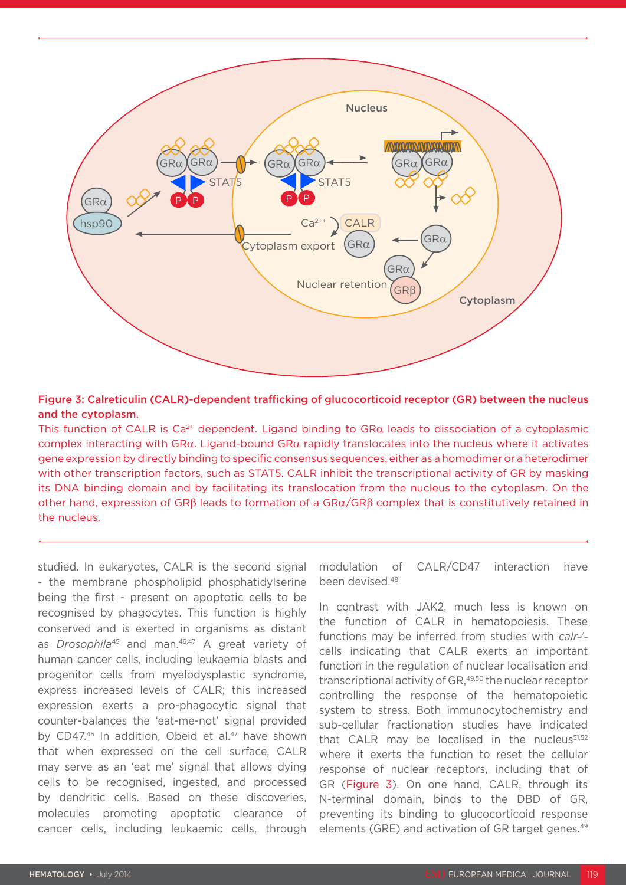**Figure 3: Calreticulin (CALR)-dependent trafficking of glucocorticoid receptor (GR) between the nucleus and the cytoplasm.**

This function of CALR is $Ca^{2+}$ dependent. Ligand binding to GRα leads to dissociation of a cytoplasmic complex interacting with GRα. Ligand-bound GRα rapidly translocates into the nucleus where it activates gene expression by directly binding to specific consensus sequences, either as a homodimer or a heterodimer with other transcription factors, such as STAT5. CALR inhibit the transcriptional activity of GR by masking its DNA binding domain and by facilitating its translocation from the nucleus to the cytoplasm. On the other hand, expression of GRβ leads to formation of a GRα/GRβ complex that is constitutively retained in the nucleus.

studied. In eukaryotes, CALR is the second signal - the membrane phospholipid phosphatidylserine being the first - present on apoptotic cells to be recognised by phagocytes. This function is highly conserved and is exerted in organisms as distant as *Drosophila*[45] and man.[46,47] A great variety of human cancer cells, including leukaemia blasts and progenitor cells from myelodysplastic syndrome, express increased levels of CALR; this increased expression exerts a pro-phagocytic signal that counter-balances the 'eat-me-not' signal provided by CD47.[46] In addition, Obeid et al.[47] have shown that when expressed on the cell surface, CALR may serve as an 'eat me' signal that allows dying cells to be recognised, ingested, and processed by dendritic cells. Based on these discoveries, molecules promoting apoptotic clearance of cancer cells, including leukaemic cells, through modulation of CALR/CD47 interaction have been devised.[48]

In contrast with JAK2, much less is known on the function of CALR in hematopoiesis. These functions may be inferred from studies with *calr*$^{-/-}$ cells indicating that CALR exerts an important function in the regulation of nuclear localisation and transcriptional activity of GR,[49,50] the nuclear receptor controlling the response of the hematopoietic system to stress. Both immunocytochemistry and sub-cellular fractionation studies have indicated that CALR may be localised in the nucleus[51,52] where it exerts the function to reset the cellular response of nuclear receptors, including that of GR (Figure 3). On one hand, CALR, through its N-terminal domain, binds to the DBD of GR, preventing its binding to glucocorticoid response elements (GRE) and activation of GR target genes.[49]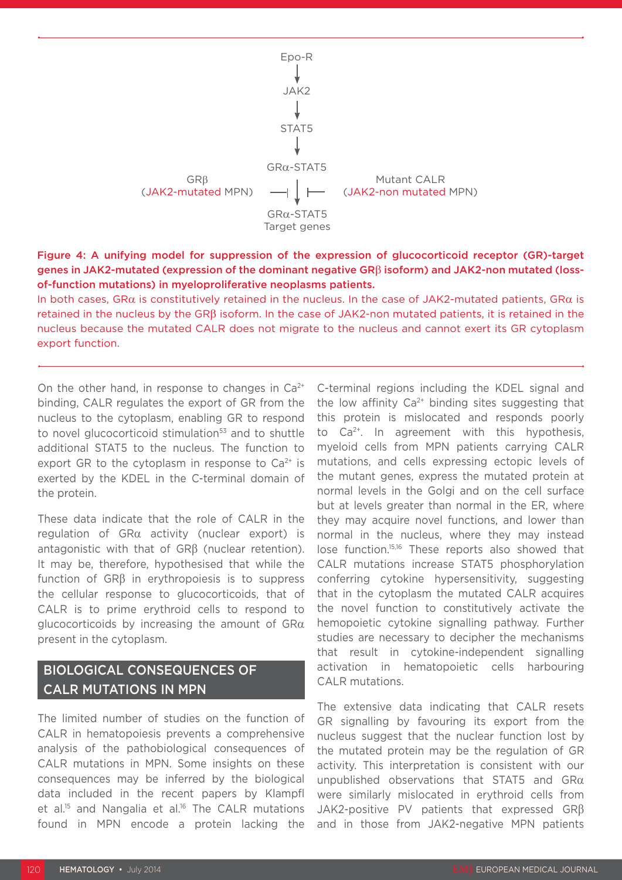Epo-R

↓

JAK2

↓

STAT5

↓

GRα-STAT5

GRβ (JAK2-mutated MPN) ⊣ ↓ ⊢ Mutant CALR (JAK2-non mutated MPN)

GRα-STAT5 Target genes

**Figure 4: A unifying model for suppression of the expression of glucocorticoid receptor (GR)-target genes in JAK2-mutated (expression of the dominant negative GRβ isoform) and JAK2-non mutated (loss-of-function mutations) in myeloproliferative neoplasms patients.**

In both cases, GRα is constitutively retained in the nucleus. In the case of JAK2-mutated patients, GRα is retained in the nucleus by the GRβ isoform. In the case of JAK2-non mutated patients, it is retained in the nucleus because the mutated CALR does not migrate to the nucleus and cannot exert its GR cytoplasm export function.

On the other hand, in response to changes in $Ca^{2+}$ binding, CALR regulates the export of GR from the nucleus to the cytoplasm, enabling GR to respond to novel glucocorticoid stimulation[53] and to shuttle additional STAT5 to the nucleus. The function to export GR to the cytoplasm in response to $Ca^{2+}$ is exerted by the KDEL in the C-terminal domain of the protein.

These data indicate that the role of CALR in the regulation of GRα activity (nuclear export) is antagonistic with that of GRβ (nuclear retention). It may be, therefore, hypothesised that while the function of GRβ in erythropoiesis is to suppress the cellular response to glucocorticoids, that of CALR is to prime erythroid cells to respond to glucocorticoids by increasing the amount of GRα present in the cytoplasm.

## BIOLOGICAL CONSEQUENCES OF CALR MUTATIONS IN MPN

The limited number of studies on the function of CALR in hematopoiesis prevents a comprehensive analysis of the pathobiological consequences of CALR mutations in MPN. Some insights on these consequences may be inferred by the biological data included in the recent papers by Klampfl et al.[15] and Nangalia et al.[16] The CALR mutations found in MPN encode a protein lacking the C-terminal regions including the KDEL signal and the low affinity $Ca^{2+}$ binding sites suggesting that this protein is mislocated and responds poorly to $Ca^{2+}$. In agreement with this hypothesis, myeloid cells from MPN patients carrying CALR mutations, and cells expressing ectopic levels of the mutant genes, express the mutated protein at normal levels in the Golgi and on the cell surface but at levels greater than normal in the ER, where they may acquire novel functions, and lower than normal in the nucleus, where they may instead lose function.[15,16] These reports also showed that CALR mutations increase STAT5 phosphorylation conferring cytokine hypersensitivity, suggesting that in the cytoplasm the mutated CALR acquires the novel function to constitutively activate the hemopoietic cytokine signalling pathway. Further studies are necessary to decipher the mechanisms that result in cytokine-independent signalling activation in hematopoietic cells harbouring CALR mutations.

The extensive data indicating that CALR resets GR signalling by favouring its export from the nucleus suggest that the nuclear function lost by the mutated protein may be the regulation of GR activity. This interpretation is consistent with our unpublished observations that STAT5 and GRα were similarly mislocated in erythroid cells from JAK2-positive PV patients that expressed GRβ and in those from JAK2-negative MPN patients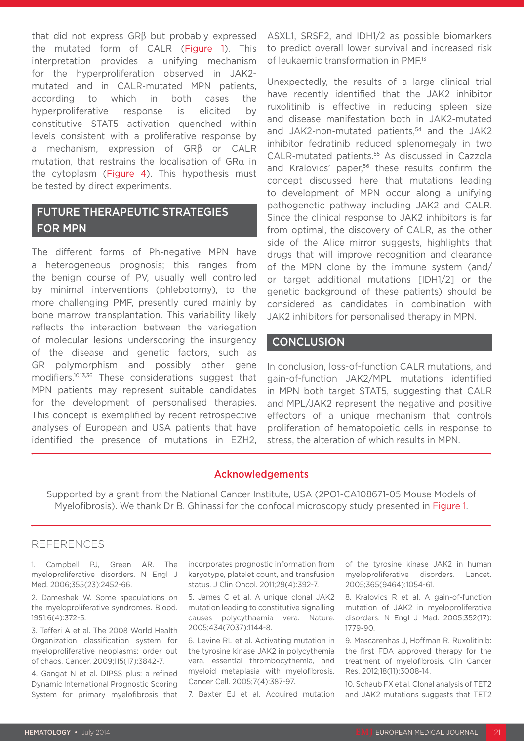that did not express GRβ but probably expressed the mutated form of CALR (Figure 1). This interpretation provides a unifying mechanism for the hyperproliferation observed in JAK2-mutated and in CALR-mutated MPN patients, according to which in both cases the hyperproliferative response is elicited by constitutive STAT5 activation quenched within levels consistent with a proliferative response by a mechanism, expression of GRβ or CALR mutation, that restrains the localisation of GRα in the cytoplasm (Figure 4). This hypothesis must be tested by direct experiments.

## FUTURE THERAPEUTIC STRATEGIES FOR MPN

The different forms of Ph-negative MPN have a heterogeneous prognosis; this ranges from the benign course of PV, usually well controlled by minimal interventions (phlebotomy), to the more challenging PMF, presently cured mainly by bone marrow transplantation. This variability likely reflects the interaction between the variegation of molecular lesions underscoring the insurgency of the disease and genetic factors, such as GR polymorphism and possibly other gene modifiers.[10,13,36] These considerations suggest that MPN patients may represent suitable candidates for the development of personalised therapies. This concept is exemplified by recent retrospective analyses of European and USA patients that have identified the presence of mutations in EZH2, ASXL1, SRSF2, and IDH1/2 as possible biomarkers to predict overall lower survival and increased risk of leukaemic transformation in PMF.[13]

Unexpectedly, the results of a large clinical trial have recently identified that the JAK2 inhibitor ruxolitinib is effective in reducing spleen size and disease manifestation both in JAK2-mutated and JAK2-non-mutated patients,[54] and the JAK2 inhibitor fedratinib reduced splenomegaly in two CALR-mutated patients.[55] As discussed in Cazzola and Kralovics' paper,[56] these results confirm the concept discussed here that mutations leading to development of MPN occur along a unifying pathogenetic pathway including JAK2 and CALR. Since the clinical response to JAK2 inhibitors is far from optimal, the discovery of CALR, as the other side of the Alice mirror suggests, highlights that drugs that will improve recognition and clearance of the MPN clone by the immune system (and/or target additional mutations [IDH1/2] or the genetic background of these patients) should be considered as candidates in combination with JAK2 inhibitors for personalised therapy in MPN.

## CONCLUSION

In conclusion, loss-of-function CALR mutations, and gain-of-function JAK2/MPL mutations identified in MPN both target STAT5, suggesting that CALR and MPL/JAK2 represent the negative and positive effectors of a unique mechanism that controls proliferation of hematopoietic cells in response to stress, the alteration of which results in MPN.

### Acknowledgements

Supported by a grant from the National Cancer Institute, USA (2PO1-CA108671-05 Mouse Models of Myelofibrosis). We thank Dr B. Ghinassi for the confocal microscopy study presented in Figure 1.

## REFERENCES

1. Campbell PJ, Green AR. The myeloproliferative disorders. N Engl J Med. 2006;355(23):2452-66.

2. Dameshek W. Some speculations on the myeloproliferative syndromes. Blood. 1951;6(4):372-5.

3. Tefferi A et al. The 2008 World Health Organization classification system for myeloproliferative neoplasms: order out of chaos. Cancer. 2009;115(17):3842-7.

4. Gangat N et al. DIPSS plus: a refined Dynamic International Prognostic Scoring System for primary myelofibrosis that incorporates prognostic information from karyotype, platelet count, and transfusion status. J Clin Oncol. 2011;29(4):392-7.

5. James C et al. A unique clonal JAK2 mutation leading to constitutive signalling causes polycythaemia vera. Nature. 2005;434(7037):1144-8.

6. Levine RL et al. Activating mutation in the tyrosine kinase JAK2 in polycythemia vera, essential thrombocythemia, and myeloid metaplasia with myelofibrosis. Cancer Cell. 2005;7(4):387-97.

7. Baxter EJ et al. Acquired mutation of the tyrosine kinase JAK2 in human myeloproliferative disorders. Lancet. 2005;365(9464):1054-61.

8. Kralovics R et al. A gain-of-function mutation of JAK2 in myeloproliferative disorders. N Engl J Med. 2005;352(17):1779-90.

9. Mascarenhas J, Hoffman R. Ruxolitinib: the first FDA approved therapy for the treatment of myelofibrosis. Clin Cancer Res. 2012;18(11):3008-14.

10. Schaub FX et al. Clonal analysis of TET2 and JAK2 mutations suggests that TET2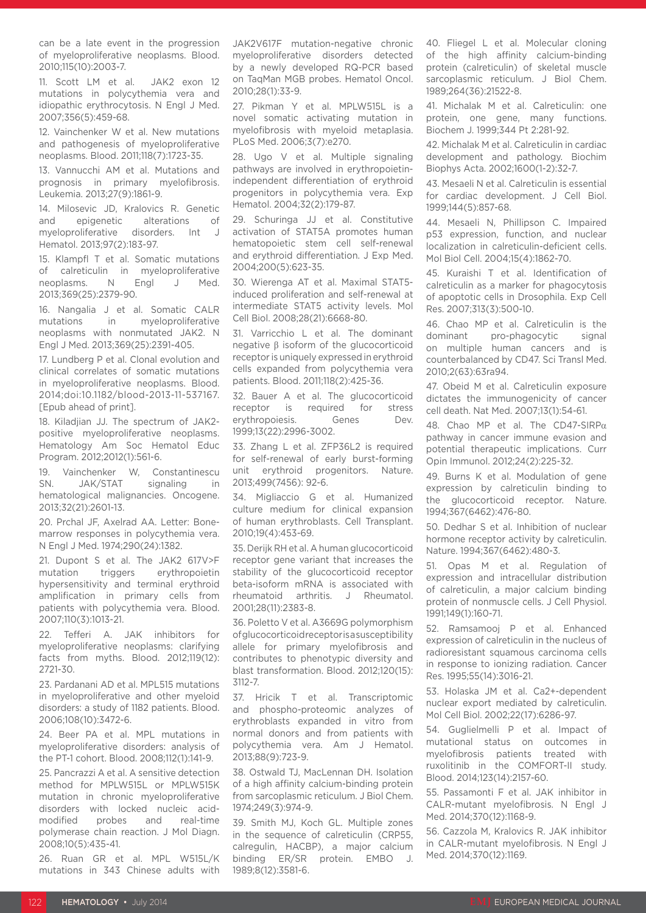can be a late event in the progression of myeloproliferative neoplasms. Blood. 2010;115(10):2003-7.

11. Scott LM et al. JAK2 exon 12 mutations in polycythemia vera and idiopathic erythrocytosis. N Engl J Med. 2007;356(5):459-68.

12. Vainchenker W et al. New mutations and pathogenesis of myeloproliferative neoplasms. Blood. 2011;118(7):1723-35.

13. Vannucchi AM et al. Mutations and prognosis in primary myelofibrosis. Leukemia. 2013;27(9):1861-9.

14. Milosevic JD, Kralovics R. Genetic and epigenetic alterations of myeloproliferative disorders. Int J Hematol. 2013;97(2):183-97.

15. Klampfl T et al. Somatic mutations of calreticulin in myeloproliferative neoplasms. N Engl J Med. 2013;369(25):2379-90.

16. Nangalia J et al. Somatic CALR mutations in myeloproliferative neoplasms with nonmutated JAK2. N Engl J Med. 2013;369(25):2391-405.

17. Lundberg P et al. Clonal evolution and clinical correlates of somatic mutations in myeloproliferative neoplasms. Blood. 2014;doi:10.1182/blood-2013-11-537167. [Epub ahead of print].

18. Kiladjian JJ. The spectrum of JAK2-positive myeloproliferative neoplasms. Hematology Am Soc Hematol Educ Program. 2012;2012(1):561-6.

19. Vainchenker W, Constantinescu SN. JAK/STAT signaling in hematological malignancies. Oncogene. 2013;32(21):2601-13.

20. Prchal JF, Axelrad AA. Letter: Bone-marrow responses in polycythemia vera. N Engl J Med. 1974;290(24):1382.

21. Dupont S et al. The JAK2 617V>F mutation triggers erythropoietin hypersensitivity and terminal erythroid amplification in primary cells from patients with polycythemia vera. Blood. 2007;110(3):1013-21.

22. Tefferi A. JAK inhibitors for myeloproliferative neoplasms: clarifying facts from myths. Blood. 2012;119(12): 2721-30.

23. Pardanani AD et al. MPL515 mutations in myeloproliferative and other myeloid disorders: a study of 1182 patients. Blood. 2006;108(10):3472-6.

24. Beer PA et al. MPL mutations in myeloproliferative disorders: analysis of the PT-1 cohort. Blood. 2008;112(1):141-9.

25. Pancrazzi A et al. A sensitive detection method for MPLW515L or MPLW515K mutation in chronic myeloproliferative disorders with locked nucleic acid-modified probes and real-time polymerase chain reaction. J Mol Diagn. 2008;10(5):435-41.

26. Ruan GR et al. MPL W515L/K mutations in 343 Chinese adults with JAK2V617F mutation-negative chronic myeloproliferative disorders detected by a newly developed RQ-PCR based on TaqMan MGB probes. Hematol Oncol. 2010;28(1):33-9.

27. Pikman Y et al. MPLW515L is a novel somatic activating mutation in myelofibrosis with myeloid metaplasia. PLoS Med. 2006;3(7):e270.

28. Ugo V et al. Multiple signaling pathways are involved in erythropoietin-independent differentiation of erythroid progenitors in polycythemia vera. Exp Hematol. 2004;32(2):179-87.

29. Schuringa JJ et al. Constitutive activation of STAT5A promotes human hematopoietic stem cell self-renewal and erythroid differentiation. J Exp Med. 2004;200(5):623-35.

30. Wierenga AT et al. Maximal STAT5-induced proliferation and self-renewal at intermediate STAT5 activity levels. Mol Cell Biol. 2008;28(21):6668-80.

31. Varricchio L et al. The dominant negative β isoform of the glucocorticoid receptor is uniquely expressed in erythroid cells expanded from polycythemia vera patients. Blood. 2011;118(2):425-36.

32. Bauer A et al. The glucocorticoid receptor is required for stress erythropoiesis. Genes Dev. 1999;13(22):2996-3002.

33. Zhang L et al. ZFP36L2 is required for self-renewal of early burst-forming unit erythroid progenitors. Nature. 2013;499(7456): 92-6.

34. Migliaccio G et al. Humanized culture medium for clinical expansion of human erythroblasts. Cell Transplant. 2010;19(4):453-69.

35. Derijk RH et al. A human glucocorticoid receptor gene variant that increases the stability of the glucocorticoid receptor beta-isoform mRNA is associated with rheumatoid arthritis. J Rheumatol. 2001;28(11):2383-8.

36. Poletto V et al. A3669G polymorphism of glucocorticoid receptor is a susceptibility allele for primary myelofibrosis and contributes to phenotypic diversity and blast transformation. Blood. 2012;120(15): 3112-7.

37. Hricik T et al. Transcriptomic and phospho-proteomic analyzes of erythroblasts expanded in vitro from normal donors and from patients with polycythemia vera. Am J Hematol. 2013;88(9):723-9.

38. Ostwald TJ, MacLennan DH. Isolation of a high affinity calcium-binding protein from sarcoplasmic reticulum. J Biol Chem. 1974;249(3):974-9.

39. Smith MJ, Koch GL. Multiple zones in the sequence of calreticulin (CRP55, calregulin, HACBP), a major calcium binding ER/SR protein. EMBO J. 1989;8(12):3581-6.

40. Fliegel L et al. Molecular cloning of the high affinity calcium-binding protein (calreticulin) of skeletal muscle sarcoplasmic reticulum. J Biol Chem. 1989;264(36):21522-8.

41. Michalak M et al. Calreticulin: one protein, one gene, many functions. Biochem J. 1999;344 Pt 2:281-92.

42. Michalak M et al. Calreticulin in cardiac development and pathology. Biochim Biophys Acta. 2002;1600(1-2):32-7.

43. Mesaeli N et al. Calreticulin is essential for cardiac development. J Cell Biol. 1999;144(5):857-68.

44. Mesaeli N, Phillipson C. Impaired p53 expression, function, and nuclear localization in calreticulin-deficient cells. Mol Biol Cell. 2004;15(4):1862-70.

45. Kuraishi T et al. Identification of calreticulin as a marker for phagocytosis of apoptotic cells in Drosophila. Exp Cell Res. 2007;313(3):500-10.

46. Chao MP et al. Calreticulin is the dominant pro-phagocytic signal on multiple human cancers and is counterbalanced by CD47. Sci Transl Med. 2010;2(63):63ra94.

47. Obeid M et al. Calreticulin exposure dictates the immunogenicity of cancer cell death. Nat Med. 2007;13(1):54-61.

48. Chao MP et al. The CD47-SIRPα pathway in cancer immune evasion and potential therapeutic implications. Curr Opin Immunol. 2012;24(2):225-32.

49. Burns K et al. Modulation of gene expression by calreticulin binding to the glucocorticoid receptor. Nature. 1994;367(6462):476-80.

50. Dedhar S et al. Inhibition of nuclear hormone receptor activity by calreticulin. Nature. 1994;367(6462):480-3.

51. Opas M et al. Regulation of expression and intracellular distribution of calreticulin, a major calcium binding protein of nonmuscle cells. J Cell Physiol. 1991;149(1):160-71.

52. Ramsamooj P et al. Enhanced expression of calreticulin in the nucleus of radioresistant squamous carcinoma cells in response to ionizing radiation. Cancer Res. 1995;55(14):3016-21.

53. Holaska JM et al. Ca2+-dependent nuclear export mediated by calreticulin. Mol Cell Biol. 2002;22(17):6286-97.

54. Guglielmelli P et al. Impact of mutational status on outcomes in myelofibrosis patients treated with ruxolitinib in the COMFORT-II study. Blood. 2014;123(14):2157-60.

55. Passamonti F et al. JAK inhibitor in CALR-mutant myelofibrosis. N Engl J Med. 2014;370(12):1168-9.

56. Cazzola M, Kralovics R. JAK inhibitor in CALR-mutant myelofibrosis. N Engl J Med. 2014;370(12):1169.